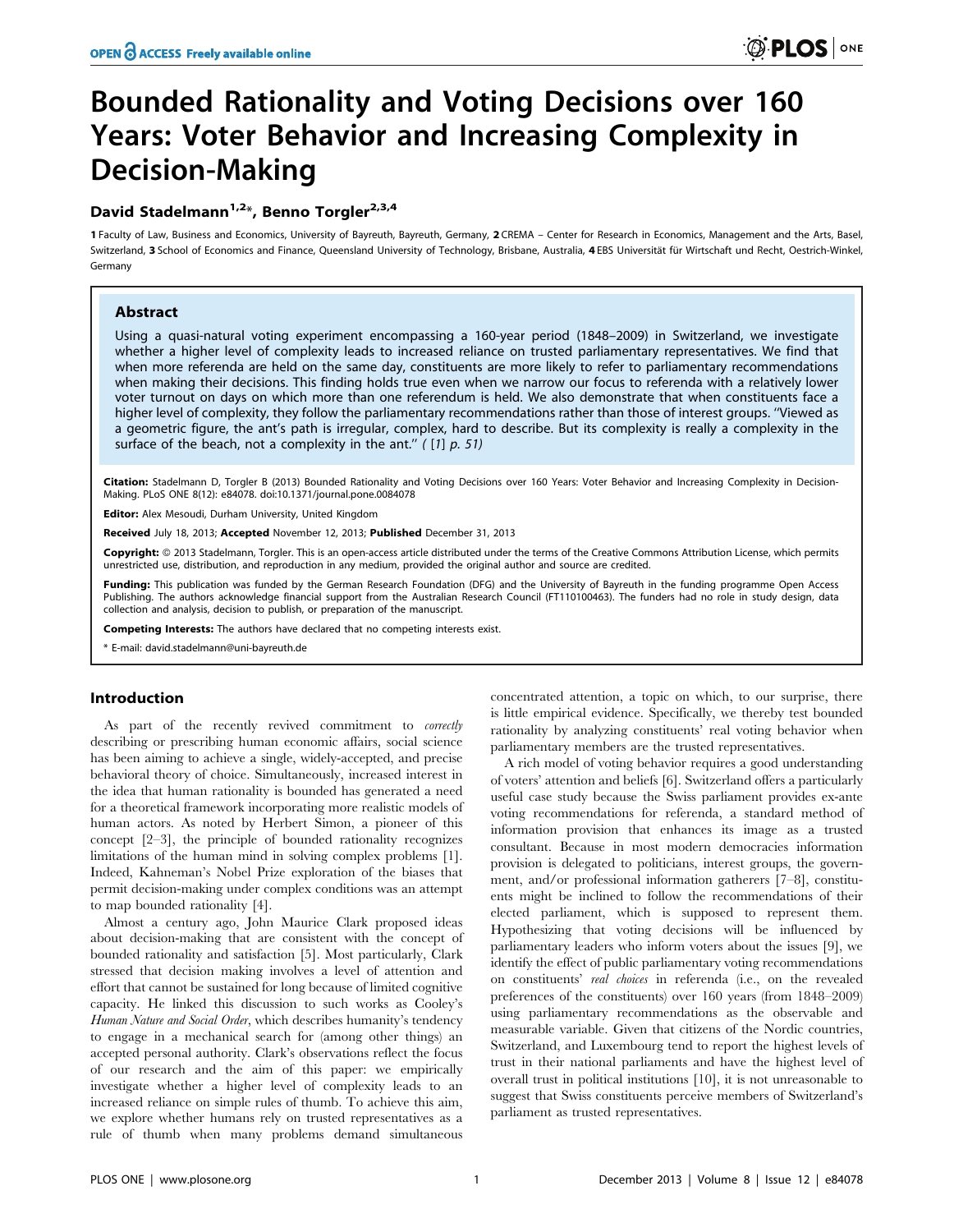# Bounded Rationality and Voting Decisions over 160 Years: Voter Behavior and Increasing Complexity in Decision-Making

**David Stadelmann[1,2]*, Benno Torgler[2,3,4]**

1 Faculty of Law, Business and Economics, University of Bayreuth, Bayreuth, Germany, 2 CREMA – Center for Research in Economics, Management and the Arts, Basel, Switzerland, 3 School of Economics and Finance, Queensland University of Technology, Brisbane, Australia, 4 EBS Universität für Wirtschaft und Recht, Oestrich-Winkel, Germany

## Abstract

Using a quasi-natural voting experiment encompassing a 160-year period (1848–2009) in Switzerland, we investigate whether a higher level of complexity leads to increased reliance on trusted parliamentary representatives. We find that when more referenda are held on the same day, constituents are more likely to refer to parliamentary recommendations when making their decisions. This finding holds true even when we narrow our focus to referenda with a relatively lower voter turnout on days on which more than one referendum is held. We also demonstrate that when constituents face a higher level of complexity, they follow the parliamentary recommendations rather than those of interest groups. "Viewed as a geometric figure, the ant's path is irregular, complex, hard to describe. But its complexity is really a complexity in the surface of the beach, not a complexity in the ant." *( [1] p. 51)*

**Citation:** Stadelmann D, Torgler B (2013) Bounded Rationality and Voting Decisions over 160 Years: Voter Behavior and Increasing Complexity in Decision-Making. PLoS ONE 8(12): e84078. doi:10.1371/journal.pone.0084078

**Editor:** Alex Mesoudi, Durham University, United Kingdom

**Received** July 18, 2013; **Accepted** November 12, 2013; **Published** December 31, 2013

**Copyright:** © 2013 Stadelmann, Torgler. This is an open-access article distributed under the terms of the Creative Commons Attribution License, which permits unrestricted use, distribution, and reproduction in any medium, provided the original author and source are credited.

**Funding:** This publication was funded by the German Research Foundation (DFG) and the University of Bayreuth in the funding programme Open Access Publishing. The authors acknowledge financial support from the Australian Research Council (FT110100463). The funders had no role in study design, data collection and analysis, decision to publish, or preparation of the manuscript.

**Competing Interests:** The authors have declared that no competing interests exist.

* E-mail: david.stadelmann@uni-bayreuth.de

## Introduction

As part of the recently revived commitment to *correctly* describing or prescribing human economic affairs, social science has been aiming to achieve a single, widely-accepted, and precise behavioral theory of choice. Simultaneously, increased interest in the idea that human rationality is bounded has generated a need for a theoretical framework incorporating more realistic models of human actors. As noted by Herbert Simon, a pioneer of this concept [2–3], the principle of bounded rationality recognizes limitations of the human mind in solving complex problems [1]. Indeed, Kahneman's Nobel Prize exploration of the biases that permit decision-making under complex conditions was an attempt to map bounded rationality [4].

Almost a century ago, John Maurice Clark proposed ideas about decision-making that are consistent with the concept of bounded rationality and satisfaction [5]. Most particularly, Clark stressed that decision making involves a level of attention and effort that cannot be sustained for long because of limited cognitive capacity. He linked this discussion to such works as Cooley's *Human Nature and Social Order*, which describes humanity's tendency to engage in a mechanical search for (among other things) an accepted personal authority. Clark's observations reflect the focus of our research and the aim of this paper: we empirically investigate whether a higher level of complexity leads to an increased reliance on simple rules of thumb. To achieve this aim, we explore whether humans rely on trusted representatives as a rule of thumb when many problems demand simultaneous concentrated attention, a topic on which, to our surprise, there is little empirical evidence. Specifically, we thereby test bounded rationality by analyzing constituents' real voting behavior when parliamentary members are the trusted representatives.

A rich model of voting behavior requires a good understanding of voters' attention and beliefs [6]. Switzerland offers a particularly useful case study because the Swiss parliament provides ex-ante voting recommendations for referenda, a standard method of information provision that enhances its image as a trusted consultant. Because in most modern democracies information provision is delegated to politicians, interest groups, the government, and/or professional information gatherers [7–8], constituents might be inclined to follow the recommendations of their elected parliament, which is supposed to represent them. Hypothesizing that voting decisions will be influenced by parliamentary leaders who inform voters about the issues [9], we identify the effect of public parliamentary voting recommendations on constituents' *real choices* in referenda (i.e., on the revealed preferences of the constituents) over 160 years (from 1848–2009) using parliamentary recommendations as the observable and measurable variable. Given that citizens of the Nordic countries, Switzerland, and Luxembourg tend to report the highest levels of trust in their national parliaments and have the highest level of overall trust in political institutions [10], it is not unreasonable to suggest that Swiss constituents perceive members of Switzerland's parliament as trusted representatives.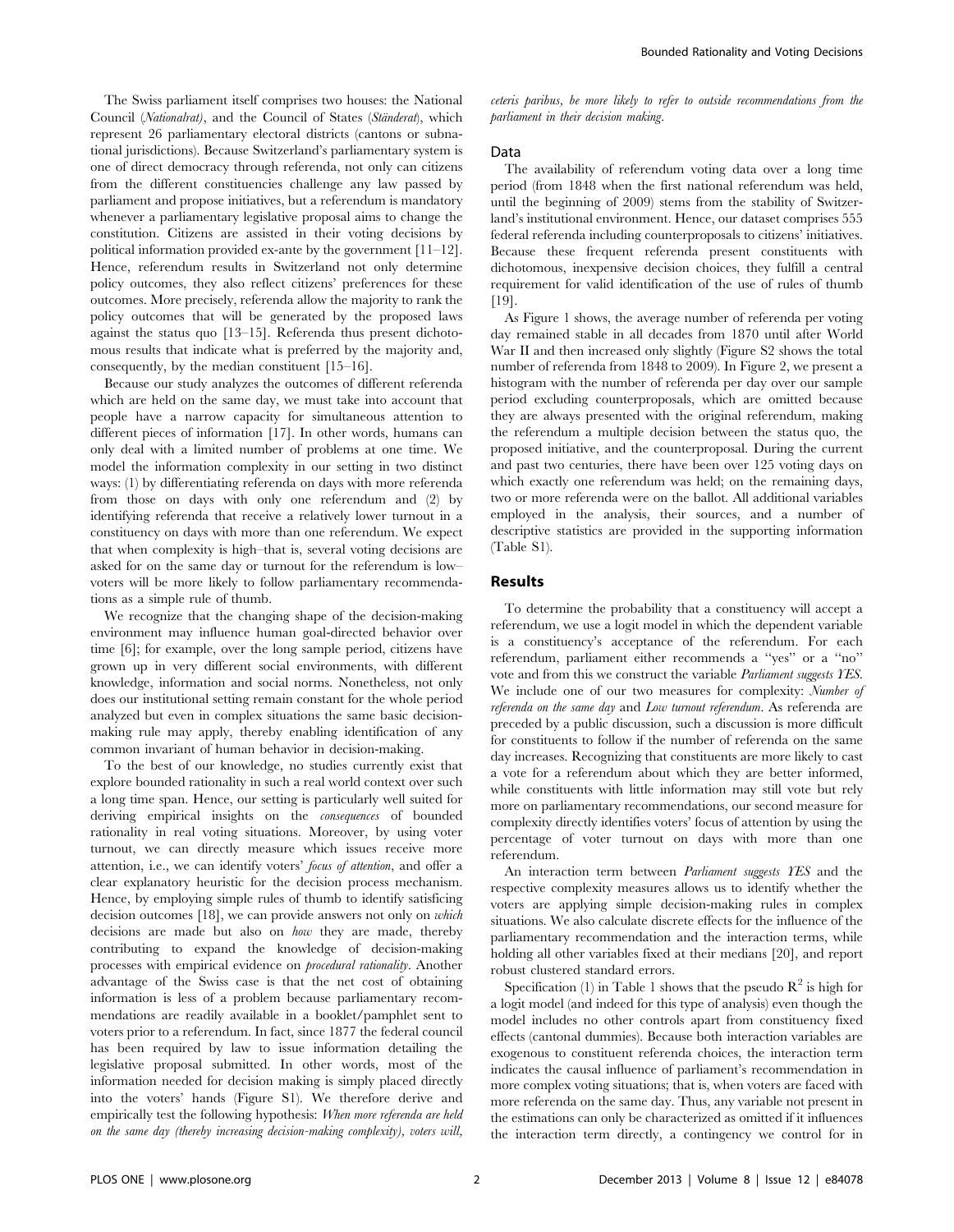The Swiss parliament itself comprises two houses: the National Council (*Nationalrat*), and the Council of States (*Ständerat*), which represent 26 parliamentary electoral districts (cantons or subnational jurisdictions). Because Switzerland's parliamentary system is one of direct democracy through referenda, not only can citizens from the different constituencies challenge any law passed by parliament and propose initiatives, but a referendum is mandatory whenever a parliamentary legislative proposal aims to change the constitution. Citizens are assisted in their voting decisions by political information provided ex-ante by the government [11–12]. Hence, referendum results in Switzerland not only determine policy outcomes, they also reflect citizens' preferences for these outcomes. More precisely, referenda allow the majority to rank the policy outcomes that will be generated by the proposed laws against the status quo [13–15]. Referenda thus present dichotomous results that indicate what is preferred by the majority and, consequently, by the median constituent [15–16].

Because our study analyzes the outcomes of different referenda which are held on the same day, we must take into account that people have a narrow capacity for simultaneous attention to different pieces of information [17]. In other words, humans can only deal with a limited number of problems at one time. We model the information complexity in our setting in two distinct ways: (1) by differentiating referenda on days with more referenda from those on days with only one referendum and (2) by identifying referenda that receive a relatively lower turnout in a constituency on days with more than one referendum. We expect that when complexity is high–that is, several voting decisions are asked for on the same day or turnout for the referendum is low–voters will be more likely to follow parliamentary recommendations as a simple rule of thumb.

We recognize that the changing shape of the decision-making environment may influence human goal-directed behavior over time [6]; for example, over the long sample period, citizens have grown up in very different social environments, with different knowledge, information and social norms. Nonetheless, not only does our institutional setting remain constant for the whole period analyzed but even in complex situations the same basic decision-making rule may apply, thereby enabling identification of any common invariant of human behavior in decision-making.

To the best of our knowledge, no studies currently exist that explore bounded rationality in such a real world context over such a long time span. Hence, our setting is particularly well suited for deriving empirical insights on the *consequences* of bounded rationality in real voting situations. Moreover, by using voter turnout, we can directly measure which issues receive more attention, i.e., we can identify voters' *focus of attention*, and offer a clear explanatory heuristic for the decision process mechanism. Hence, by employing simple rules of thumb to identify satisficing decision outcomes [18], we can provide answers not only on *which* decisions are made but also on *how* they are made, thereby contributing to expand the knowledge of decision-making processes with empirical evidence on *procedural rationality*. Another advantage of the Swiss case is that the net cost of obtaining information is less of a problem because parliamentary recommendations are readily available in a booklet/pamphlet sent to voters prior to a referendum. In fact, since 1877 the federal council has been required by law to issue information detailing the legislative proposal submitted. In other words, most of the information needed for decision making is simply placed directly into the voters' hands (Figure S1). We therefore derive and empirically test the following hypothesis: *When more referenda are held on the same day (thereby increasing decision-making complexity), voters will, ceteris paribus, be more likely to refer to outside recommendations from the parliament in their decision making.*

## Data

The availability of referendum voting data over a long time period (from 1848 when the first national referendum was held, until the beginning of 2009) stems from the stability of Switzerland's institutional environment. Hence, our dataset comprises 555 federal referenda including counterproposals to citizens' initiatives. Because these frequent referenda present constituents with dichotomous, inexpensive decision choices, they fulfill a central requirement for valid identification of the use of rules of thumb [19].

As Figure 1 shows, the average number of referenda per voting day remained stable in all decades from 1870 until after World War II and then increased only slightly (Figure S2 shows the total number of referenda from 1848 to 2009). In Figure 2, we present a histogram with the number of referenda per day over our sample period excluding counterproposals, which are omitted because they are always presented with the original referendum, making the referendum a multiple decision between the status quo, the proposed initiative, and the counterproposal. During the current and past two centuries, there have been over 125 voting days on which exactly one referendum was held; on the remaining days, two or more referenda were on the ballot. All additional variables employed in the analysis, their sources, and a number of descriptive statistics are provided in the supporting information (Table S1).

## Results

To determine the probability that a constituency will accept a referendum, we use a logit model in which the dependent variable is a constituency's acceptance of the referendum. For each referendum, parliament either recommends a "yes" or a "no" vote and from this we construct the variable *Parliament suggests YES*. We include one of our two measures for complexity: *Number of referenda on the same day* and *Low turnout referendum*. As referenda are preceded by a public discussion, such a discussion is more difficult for constituents to follow if the number of referenda on the same day increases. Recognizing that constituents are more likely to cast a vote for a referendum about which they are better informed, while constituents with little information may still vote but rely more on parliamentary recommendations, our second measure for complexity directly identifies voters' focus of attention by using the percentage of voter turnout on days with more than one referendum.

An interaction term between *Parliament suggests YES* and the respective complexity measures allows us to identify whether the voters are applying simple decision-making rules in complex situations. We also calculate discrete effects for the influence of the parliamentary recommendation and the interaction terms, while holding all other variables fixed at their medians [20], and report robust clustered standard errors.

Specification (1) in Table 1 shows that the pseudo $R^2$ is high for a logit model (and indeed for this type of analysis) even though the model includes no other controls apart from constituency fixed effects (cantonal dummies). Because both interaction variables are exogenous to constituent referenda choices, the interaction term indicates the causal influence of parliament's recommendation in more complex voting situations; that is, when voters are faced with more referenda on the same day. Thus, any variable not present in the estimations can only be characterized as omitted if it influences the interaction term directly, a contingency we control for in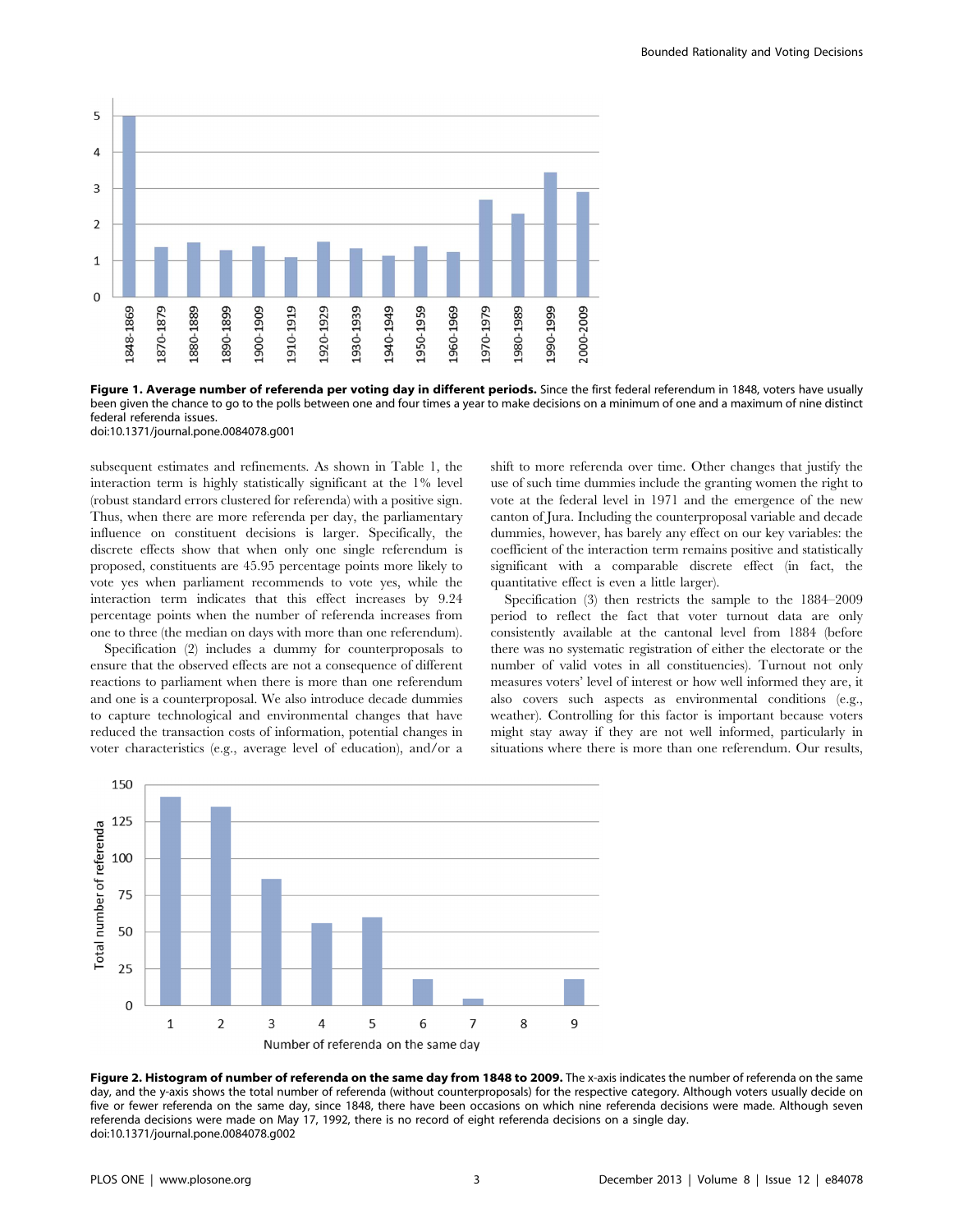**Figure 1. Average number of referenda per voting day in different periods.** Since the first federal referendum in 1848, voters have usually been given the chance to go to the polls between one and four times a year to make decisions on a minimum of one and a maximum of nine distinct federal referenda issues.
doi:10.1371/journal.pone.0084078.g001

subsequent estimates and refinements. As shown in Table 1, the interaction term is highly statistically significant at the 1% level (robust standard errors clustered for referenda) with a positive sign. Thus, when there are more referenda per day, the parliamentary influence on constituent decisions is larger. Specifically, the discrete effects show that when only one single referendum is proposed, constituents are 45.95 percentage points more likely to vote yes when parliament recommends to vote yes, while the interaction term indicates that this effect increases by 9.24 percentage points when the number of referenda increases from one to three (the median on days with more than one referendum).

Specification (2) includes a dummy for counterproposals to ensure that the observed effects are not a consequence of different reactions to parliament when there is more than one referendum and one is a counterproposal. We also introduce decade dummies to capture technological and environmental changes that have reduced the transaction costs of information, potential changes in voter characteristics (e.g., average level of education), and/or a shift to more referenda over time. Other changes that justify the use of such time dummies include the granting women the right to vote at the federal level in 1971 and the emergence of the new canton of Jura. Including the counterproposal variable and decade dummies, however, has barely any effect on our key variables: the coefficient of the interaction term remains positive and statistically significant with a comparable discrete effect (in fact, the quantitative effect is even a little larger).

Specification (3) then restricts the sample to the 1884–2009 period to reflect the fact that voter turnout data are only consistently available at the cantonal level from 1884 (before there was no systematic registration of either the electorate or the number of valid votes in all constituencies). Turnout not only measures voters' level of interest or how well informed they are, it also covers such aspects as environmental conditions (e.g., weather). Controlling for this factor is important because voters might stay away if they are not well informed, particularly in situations where there is more than one referendum. Our results,

**Figure 2. Histogram of number of referenda on the same day from 1848 to 2009.** The x-axis indicates the number of referenda on the same day, and the y-axis shows the total number of referenda (without counterproposals) for the respective category. Although voters usually decide on five or fewer referenda on the same day, since 1848, there have been occasions on which nine referenda decisions were made. Although seven referenda decisions were made on May 17, 1992, there is no record of eight referenda decisions on a single day.
doi:10.1371/journal.pone.0084078.g002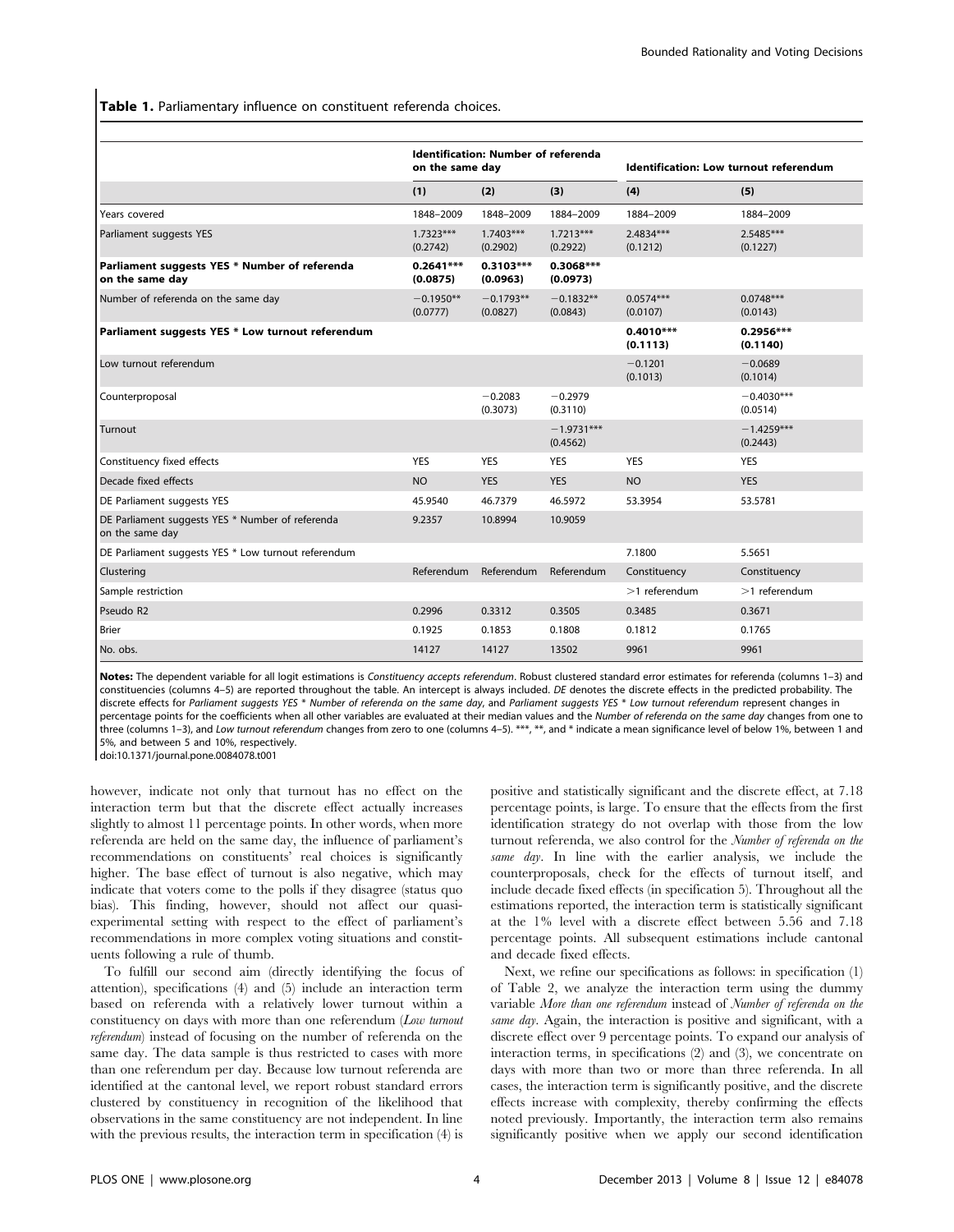**Table 1.** Parliamentary influence on constituent referenda choices.

| | Identification: Number of referenda on the same day | | | Identification: Low turnout referendum | |
|---|---|---|---|---|---|
| | (1) | (2) | (3) | (4) | (5) |
| Years covered | 1848–2009 | 1848–2009 | 1884–2009 | 1884–2009 | 1884–2009 |
| Parliament suggests YES | 1.7323*** (0.2742) | 1.7403*** (0.2902) | 1.7213*** (0.2922) | 2.4834*** (0.1212) | 2.5485*** (0.1227) |
| **Parliament suggests YES * Number of referenda on the same day** | **0.2641*** (0.0875)** | **0.3103*** (0.0963)** | **0.3068*** (0.0973)** | | |
| Number of referenda on the same day | −0.1950** (0.0777) | −0.1793** (0.0827) | −0.1832** (0.0843) | 0.0574*** (0.0107) | 0.0748*** (0.0143) |
| **Parliament suggests YES * Low turnout referendum** | | | | **0.4010*** (0.1113)** | **0.2956*** (0.1140)** |
| Low turnout referendum | | | | −0.1201 (0.1013) | −0.0689 (0.1014) |
| Counterproposal | | −0.2083 (0.3073) | −0.2979 (0.3110) | | −0.4030*** (0.0514) |
| Turnout | | | −1.9731*** (0.4562) | | −1.4259*** (0.2443) |
| Constituency fixed effects | YES | YES | YES | YES | YES |
| Decade fixed effects | NO | YES | YES | NO | YES |
| DE Parliament suggests YES | 45.9540 | 46.7379 | 46.5972 | 53.3954 | 53.5781 |
| DE Parliament suggests YES * Number of referenda on the same day | 9.2357 | 10.8994 | 10.9059 | | |
| DE Parliament suggests YES * Low turnout referendum | | | | 7.1800 | 5.5651 |
| Clustering | Referendum | Referendum | Referendum | Constituency | Constituency |
| Sample restriction | | | | >1 referendum | >1 referendum |
| Pseudo R2 | 0.2996 | 0.3312 | 0.3505 | 0.3485 | 0.3671 |
| Brier | 0.1925 | 0.1853 | 0.1808 | 0.1812 | 0.1765 |
| No. obs. | 14127 | 14127 | 13502 | 9961 | 9961 |

**Notes:** The dependent variable for all logit estimations is *Constituency accepts referendum*. Robust clustered standard error estimates for referenda (columns 1–3) and constituencies (columns 4–5) are reported throughout the table. An intercept is always included. *DE* denotes the discrete effects in the predicted probability. The discrete effects for *Parliament suggests YES * Number of referenda on the same day*, and *Parliament suggests YES * Low turnout referendum* represent changes in percentage points for the coefficients when all other variables are evaluated at their median values and the *Number of referenda on the same day* changes from one to three (columns 1–3), and *Low turnout referendum* changes from zero to one (columns 4–5). ***, **, and * indicate a mean significance level of below 1%, between 1 and 5%, and between 5 and 10%, respectively.
doi:10.1371/journal.pone.0084078.t001

however, indicate not only that turnout has no effect on the interaction term but that the discrete effect actually increases slightly to almost 11 percentage points. In other words, when more referenda are held on the same day, the influence of parliament's recommendations on constituents' real choices is significantly higher. The base effect of turnout is also negative, which may indicate that voters come to the polls if they disagree (status quo bias). This finding, however, should not affect our quasi-experimental setting with respect to the effect of parliament's recommendations in more complex voting situations and constituents following a rule of thumb.

To fulfill our second aim (directly identifying the focus of attention), specifications (4) and (5) include an interaction term based on referenda with a relatively lower turnout within a constituency on days with more than one referendum (*Low turnout referendum*) instead of focusing on the number of referenda on the same day. The data sample is thus restricted to cases with more than one referendum per day. Because low turnout referenda are identified at the cantonal level, we report robust standard errors clustered by constituency in recognition of the likelihood that observations in the same constituency are not independent. In line with the previous results, the interaction term in specification (4) is positive and statistically significant and the discrete effect, at 7.18 percentage points, is large. To ensure that the effects from the first identification strategy do not overlap with those from the low turnout referenda, we also control for the *Number of referenda on the same day*. In line with the earlier analysis, we include the counterproposals, check for the effects of turnout itself, and include decade fixed effects (in specification 5). Throughout all the estimations reported, the interaction term is statistically significant at the 1% level with a discrete effect between 5.56 and 7.18 percentage points. All subsequent estimations include cantonal and decade fixed effects.

Next, we refine our specifications as follows: in specification (1) of Table 2, we analyze the interaction term using the dummy variable *More than one referendum* instead of *Number of referenda on the same day*. Again, the interaction is positive and significant, with a discrete effect over 9 percentage points. To expand our analysis of interaction terms, in specifications (2) and (3), we concentrate on days with more than two or more than three referenda. In all cases, the interaction term is significantly positive, and the discrete effects increase with complexity, thereby confirming the effects noted previously. Importantly, the interaction term also remains significantly positive when we apply our second identification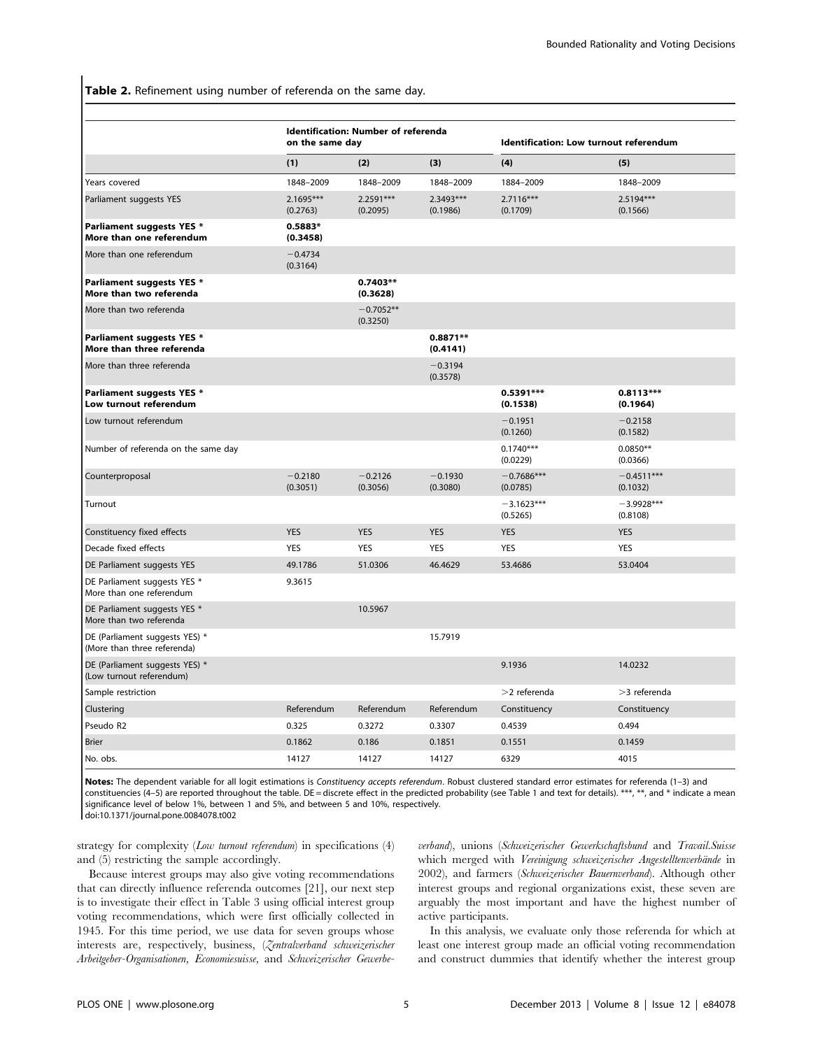**Table 2.** Refinement using number of referenda on the same day.

| | Identification: Number of referenda on the same day | | | Identification: Low turnout referendum | |
|---|---|---|---|---|---|
| | (1) | (2) | (3) | (4) | (5) |
| Years covered | 1848–2009 | 1848–2009 | 1848–2009 | 1884–2009 | 1848–2009 |
| Parliament suggests YES | 2.1695*** (0.2763) | 2.2591*** (0.2095) | 2.3493*** (0.1986) | 2.7116*** (0.1709) | 2.5194*** (0.1566) |
| **Parliament suggests YES * More than one referendum** | **0.5883* (0.3458)** | | | | |
| More than one referendum | −0.4734 (0.3164) | | | | |
| **Parliament suggests YES * More than two referenda** | | **0.7403** (0.3628)** | | | |
| More than two referenda | | −0.7052** (0.3250) | | | |
| **Parliament suggests YES * More than three referenda** | | | **0.8871** (0.4141)** | | |
| More than three referenda | | | −0.3194 (0.3578) | | |
| **Parliament suggests YES * Low turnout referendum** | | | | **0.5391*** (0.1538)** | **0.8113*** (0.1964)** |
| Low turnout referendum | | | | −0.1951 (0.1260) | −0.2158 (0.1582) |
| Number of referenda on the same day | | | | 0.1740*** (0.0229) | 0.0850** (0.0366) |
| Counterproposal | −0.2180 (0.3051) | −0.2126 (0.3056) | −0.1930 (0.3080) | −0.7686*** (0.0785) | −0.4511*** (0.1032) |
| Turnout | | | | −3.1623*** (0.5265) | −3.9928*** (0.8108) |
| Constituency fixed effects | YES | YES | YES | YES | YES |
| Decade fixed effects | YES | YES | YES | YES | YES |
| DE Parliament suggests YES | 49.1786 | 51.0306 | 46.4629 | 53.4686 | 53.0404 |
| DE Parliament suggests YES * More than one referendum | 9.3615 | | | | |
| DE Parliament suggests YES * More than two referenda | | 10.5967 | | | |
| DE (Parliament suggests YES) * (More than three referenda) | | | 15.7919 | | |
| DE (Parliament suggests YES) * (Low turnout referendum) | | | | 9.1936 | 14.0232 |
| Sample restriction | | | | >2 referenda | >3 referenda |
| Clustering | Referendum | Referendum | Referendum | Constituency | Constituency |
| Pseudo R2 | 0.325 | 0.3272 | 0.3307 | 0.4539 | 0.494 |
| Brier | 0.1862 | 0.186 | 0.1851 | 0.1551 | 0.1459 |
| No. obs. | 14127 | 14127 | 14127 | 6329 | 4015 |

**Notes:** The dependent variable for all logit estimations is *Constituency accepts referendum*. Robust clustered standard error estimates for referenda (1–3) and constituencies (4–5) are reported throughout the table. DE = discrete effect in the predicted probability (see Table 1 and text for details). ***, **, and * indicate a mean significance level of below 1%, between 1 and 5%, and between 5 and 10%, respectively.
doi:10.1371/journal.pone.0084078.t002

strategy for complexity (*Low turnout referendum*) in specifications (4) and (5) restricting the sample accordingly.

Because interest groups may also give voting recommendations that can directly influence referenda outcomes [21], our next step is to investigate their effect in Table 3 using official interest group voting recommendations, which were first officially collected in 1945. For this time period, we use data for seven groups whose interests are, respectively, business, (*Zentralverband schweizerischer Arbeitgeber-Organisationen*, *Economiesuisse*, and *Schweizerischer Gewerbeverband*), unions (*Schweizerischer Gewerkschaftsbund* and *Travail.Suisse* which merged with *Vereinigung schweizerischer Angestelltenverbände* in 2002), and farmers (*Schweizerischer Bauernverband*). Although other interest groups and regional organizations exist, these seven are arguably the most important and have the highest number of active participants.

In this analysis, we evaluate only those referenda for which at least one interest group made an official voting recommendation and construct dummies that identify whether the interest group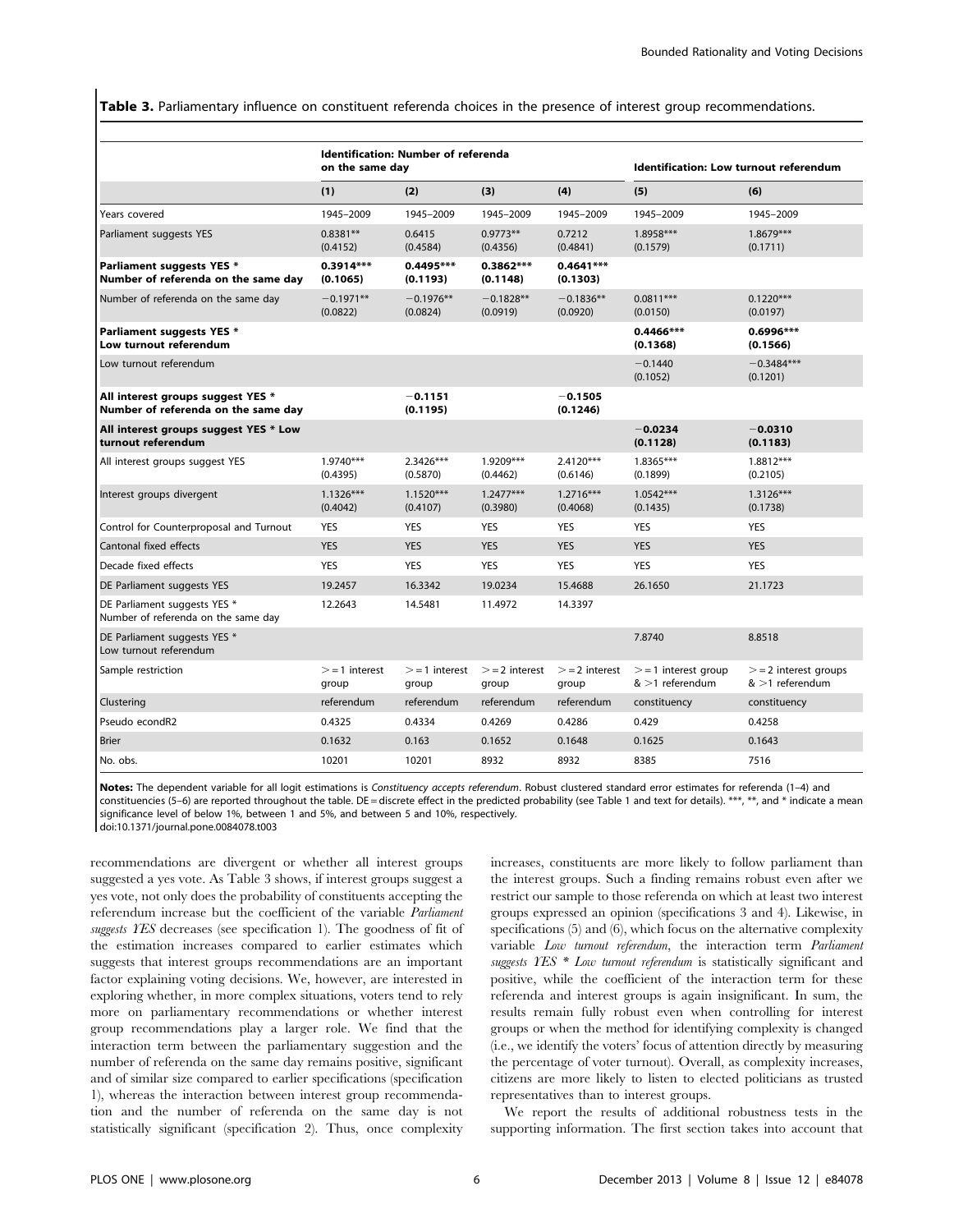**Table 3.** Parliamentary influence on constituent referenda choices in the presence of interest group recommendations.

| | Identification: Number of referenda on the same day | | | | Identification: Low turnout referendum | |
|---|---|---|---|---|---|---|
| | (1) | (2) | (3) | (4) | (5) | (6) |
| Years covered | 1945–2009 | 1945–2009 | 1945–2009 | 1945–2009 | 1945–2009 | 1945–2009 |
| Parliament suggests YES | 0.8381** (0.4152) | 0.6415 (0.4584) | 0.9773** (0.4356) | 0.7212 (0.4841) | 1.8958*** (0.1579) | 1.8679*** (0.1711) |
| **Parliament suggests YES * Number of referenda on the same day** | **0.3914*** (0.1065)** | **0.4495*** (0.1193)** | **0.3862*** (0.1148)** | **0.4641*** (0.1303)** | | |
| Number of referenda on the same day | −0.1971** (0.0822) | −0.1976** (0.0824) | −0.1828** (0.0919) | −0.1836** (0.0920) | 0.0811*** (0.0150) | 0.1220*** (0.0197) |
| **Parliament suggests YES * Low turnout referendum** | | | | | **0.4466*** (0.1368)** | **0.6996*** (0.1566)** |
| Low turnout referendum | | | | | −0.1440 (0.1052) | −0.3484*** (0.1201) |
| **All interest groups suggest YES * Number of referenda on the same day** | | **−0.1151 (0.1195)** | | **−0.1505 (0.1246)** | | |
| **All interest groups suggest YES * Low turnout referendum** | | | | | **−0.0234 (0.1128)** | **−0.0310 (0.1183)** |
| All interest groups suggest YES | 1.9740*** (0.4395) | 2.3426*** (0.5870) | 1.9209*** (0.4462) | 2.4120*** (0.6146) | 1.8365*** (0.1899) | 1.8812*** (0.2105) |
| Interest groups divergent | 1.1326*** (0.4042) | 1.1520*** (0.4107) | 1.2477*** (0.3980) | 1.2716*** (0.4068) | 1.0542*** (0.1435) | 1.3126*** (0.1738) |
| Control for Counterproposal and Turnout | YES | YES | YES | YES | YES | YES |
| Cantonal fixed effects | YES | YES | YES | YES | YES | YES |
| Decade fixed effects | YES | YES | YES | YES | YES | YES |
| DE Parliament suggests YES | 19.2457 | 16.3342 | 19.0234 | 15.4688 | 26.1650 | 21.1723 |
| DE Parliament suggests YES * Number of referenda on the same day | 12.2643 | 14.5481 | 11.4972 | 14.3397 | | |
| DE Parliament suggests YES * Low turnout referendum | | | | | 7.8740 | 8.8518 |
| Sample restriction | >=1 interest group | >=1 interest group | >=2 interest group | >=2 interest group | >=1 interest group & >1 referendum | >=2 interest groups & >1 referendum |
| Clustering | referendum | referendum | referendum | referendum | constituency | constituency |
| Pseudo econdR2 | 0.4325 | 0.4334 | 0.4269 | 0.4286 | 0.429 | 0.4258 |
| Brier | 0.1632 | 0.163 | 0.1652 | 0.1648 | 0.1625 | 0.1643 |
| No. obs. | 10201 | 10201 | 8932 | 8932 | 8385 | 7516 |

**Notes:** The dependent variable for all logit estimations is *Constituency accepts referendum*. Robust clustered standard error estimates for referenda (1–4) and constituencies (5–6) are reported throughout the table. DE = discrete effect in the predicted probability (see Table 1 and text for details). ***, **, and * indicate a mean significance level of below 1%, between 1 and 5%, and between 5 and 10%, respectively.
doi:10.1371/journal.pone.0084078.t003

recommendations are divergent or whether all interest groups suggested a yes vote. As Table 3 shows, if interest groups suggest a yes vote, not only does the probability of constituents accepting the referendum increase but the coefficient of the variable *Parliament suggests YES* decreases (see specification 1). The goodness of fit of the estimation increases compared to earlier estimates which suggests that interest groups recommendations are an important factor explaining voting decisions. We, however, are interested in exploring whether, in more complex situations, voters tend to rely more on parliamentary recommendations or whether interest group recommendations play a larger role. We find that the interaction term between the parliamentary suggestion and the number of referenda on the same day remains positive, significant and of similar size compared to earlier specifications (specification 1), whereas the interaction between interest group recommendation and the number of referenda on the same day is not statistically significant (specification 2). Thus, once complexity increases, constituents are more likely to follow parliament than the interest groups. Such a finding remains robust even after we restrict our sample to those referenda on which at least two interest groups expressed an opinion (specifications 3 and 4). Likewise, in specifications (5) and (6), which focus on the alternative complexity variable *Low turnout referendum*, the interaction term *Parliament suggests YES * Low turnout referendum* is statistically significant and positive, while the coefficient of the interaction term for these referenda and interest groups is again insignificant. In sum, the results remain fully robust even when controlling for interest groups or when the method for identifying complexity is changed (i.e., we identify the voters' focus of attention directly by measuring the percentage of voter turnout). Overall, as complexity increases, citizens are more likely to listen to elected politicians as trusted representatives than to interest groups.

We report the results of additional robustness tests in the supporting information. The first section takes into account that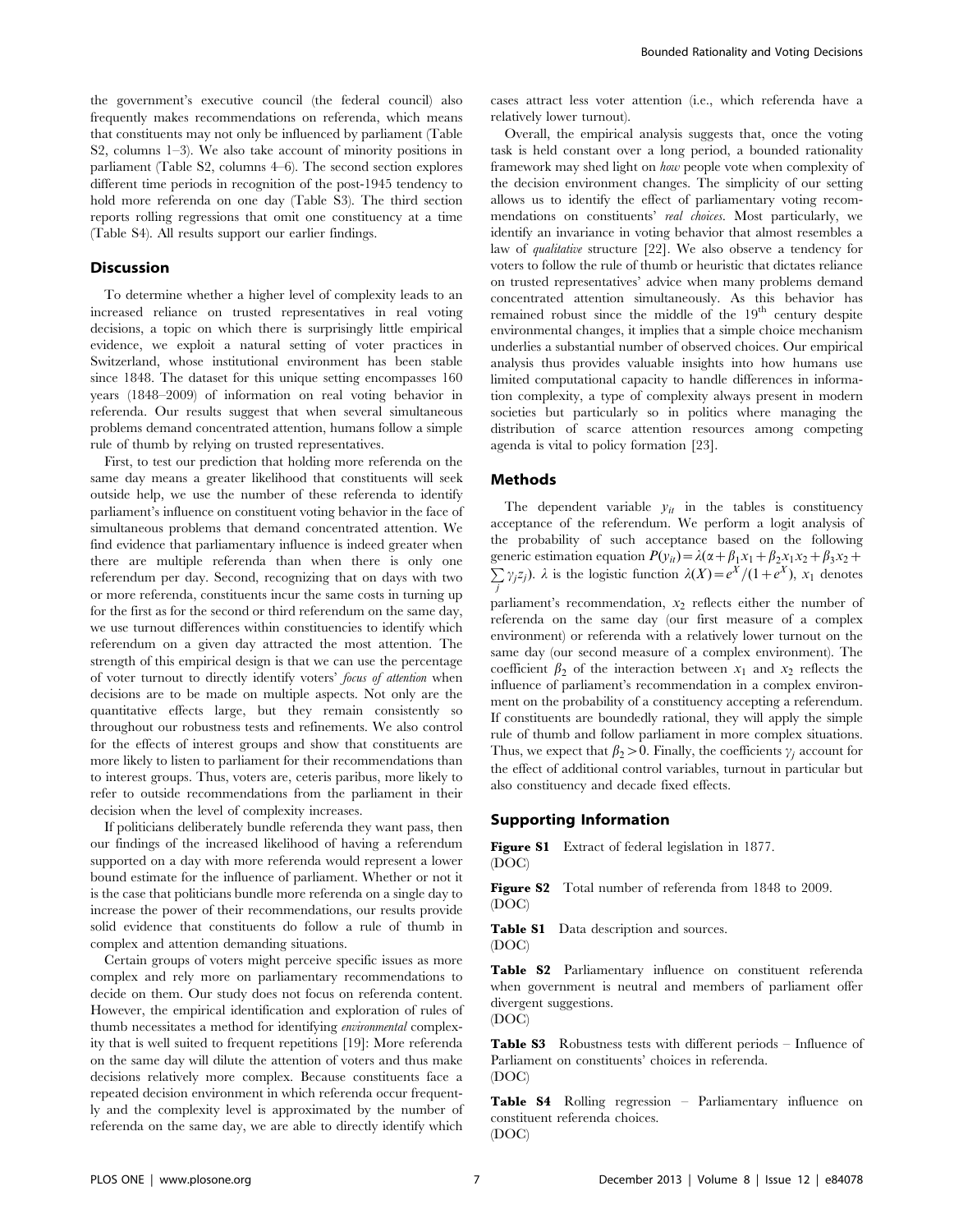the government's executive council (the federal council) also frequently makes recommendations on referenda, which means that constituents may not only be influenced by parliament (Table S2, columns 1–3). We also take account of minority positions in parliament (Table S2, columns 4–6). The second section explores different time periods in recognition of the post-1945 tendency to hold more referenda on one day (Table S3). The third section reports rolling regressions that omit one constituency at a time (Table S4). All results support our earlier findings.

## Discussion

To determine whether a higher level of complexity leads to an increased reliance on trusted representatives in real voting decisions, a topic on which there is surprisingly little empirical evidence, we exploit a natural setting of voter practices in Switzerland, whose institutional environment has been stable since 1848. The dataset for this unique setting encompasses 160 years (1848–2009) of information on real voting behavior in referenda. Our results suggest that when several simultaneous problems demand concentrated attention, humans follow a simple rule of thumb by relying on trusted representatives.

First, to test our prediction that holding more referenda on the same day means a greater likelihood that constituents will seek outside help, we use the number of these referenda to identify parliament's influence on constituent voting behavior in the face of simultaneous problems that demand concentrated attention. We find evidence that parliamentary influence is indeed greater when there are multiple referenda than when there is only one referendum per day. Second, recognizing that on days with two or more referenda, constituents incur the same costs in turning up for the first as for the second or third referendum on the same day, we use turnout differences within constituencies to identify which referendum on a given day attracted the most attention. The strength of this empirical design is that we can use the percentage of voter turnout to directly identify voters' *focus of attention* when decisions are to be made on multiple aspects. Not only are the quantitative effects large, but they remain consistently so throughout our robustness tests and refinements. We also control for the effects of interest groups and show that constituents are more likely to listen to parliament for their recommendations than to interest groups. Thus, voters are, ceteris paribus, more likely to refer to outside recommendations from the parliament in their decision when the level of complexity increases.

If politicians deliberately bundle referenda they want pass, then our findings of the increased likelihood of having a referendum supported on a day with more referenda would represent a lower bound estimate for the influence of parliament. Whether or not it is the case that politicians bundle more referenda on a single day to increase the power of their recommendations, our results provide solid evidence that constituents do follow a rule of thumb in complex and attention demanding situations.

Certain groups of voters might perceive specific issues as more complex and rely more on parliamentary recommendations to decide on them. Our study does not focus on referenda content. However, the empirical identification and exploration of rules of thumb necessitates a method for identifying *environmental* complexity that is well suited to frequent repetitions [19]: More referenda on the same day will dilute the attention of voters and thus make decisions relatively more complex. Because constituents face a repeated decision environment in which referenda occur frequently and the complexity level is approximated by the number of referenda on the same day, we are able to directly identify which cases attract less voter attention (i.e., which referenda have a relatively lower turnout).

Overall, the empirical analysis suggests that, once the voting task is held constant over a long period, a bounded rationality framework may shed light on *how* people vote when complexity of the decision environment changes. The simplicity of our setting allows us to identify the effect of parliamentary voting recommendations on constituents' *real choices*. Most particularly, we identify an invariance in voting behavior that almost resembles a law of *qualitative* structure [22]. We also observe a tendency for voters to follow the rule of thumb or heuristic that dictates reliance on trusted representatives' advice when many problems demand concentrated attention simultaneously. As this behavior has remained robust since the middle of the 19th century despite environmental changes, it implies that a simple choice mechanism underlies a substantial number of observed choices. Our empirical analysis thus provides valuable insights into how humans use limited computational capacity to handle differences in information complexity, a type of complexity always present in modern societies but particularly so in politics where managing the distribution of scarce attention resources among competing agenda is vital to policy formation [23].

## Methods

The dependent variable $y_{it}$ in the tables is constituency acceptance of the referendum. We perform a logit analysis of the probability of such acceptance based on the following generic estimation equation $P(y_{it}) = \lambda(\alpha + \beta_1 x_1 + \beta_2 x_1 x_2 + \beta_3 x_2 + \sum_j \gamma_j z_j)$. $\lambda$ is the logistic function $\lambda(X) = e^X/(1+e^X)$, $x_1$ denotes parliament's recommendation, $x_2$ reflects either the number of referenda on the same day (our first measure of a complex environment) or referenda with a relatively lower turnout on the same day (our second measure of a complex environment). The coefficient $\beta_2$ of the interaction between $x_1$ and $x_2$ reflects the influence of parliament's recommendation in a complex environment on the probability of a constituency accepting a referendum. If constituents are boundedly rational, they will apply the simple rule of thumb and follow parliament in more complex situations. Thus, we expect that $\beta_2 > 0$. Finally, the coefficients $\gamma_j$ account for the effect of additional control variables, turnout in particular but also constituency and decade fixed effects.

## Supporting Information

**Figure S1** Extract of federal legislation in 1877.
(DOC)

**Figure S2** Total number of referenda from 1848 to 2009.
(DOC)

**Table S1** Data description and sources.
(DOC)

**Table S2** Parliamentary influence on constituent referenda when government is neutral and members of parliament offer divergent suggestions.
(DOC)

**Table S3** Robustness tests with different periods – Influence of Parliament on constituents' choices in referenda.
(DOC)

**Table S4** Rolling regression – Parliamentary influence on constituent referenda choices.
(DOC)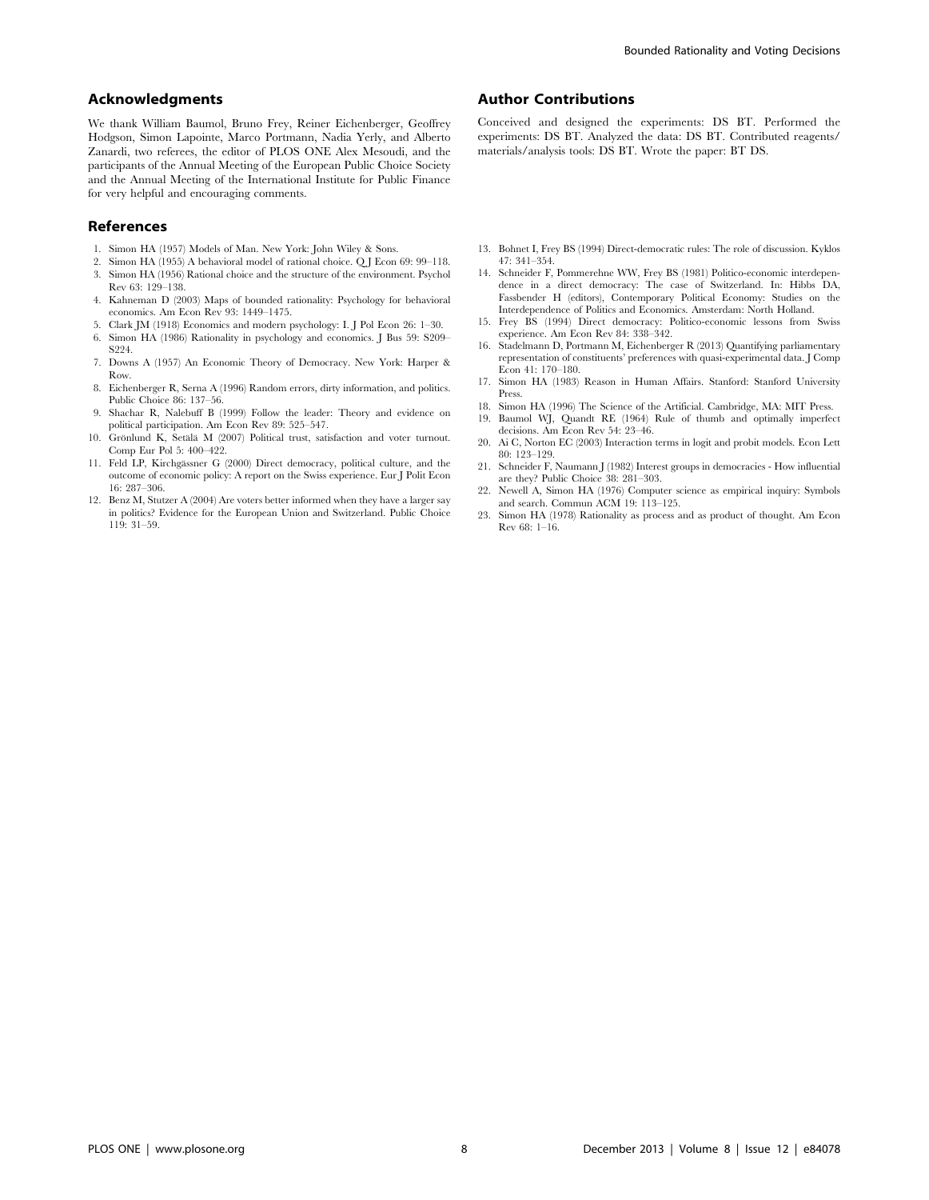## Acknowledgments

We thank William Baumol, Bruno Frey, Reiner Eichenberger, Geoffrey Hodgson, Simon Lapointe, Marco Portmann, Nadia Yerly, and Alberto Zanardi, two referees, the editor of PLOS ONE Alex Mesoudi, and the participants of the Annual Meeting of the European Public Choice Society and the Annual Meeting of the International Institute for Public Finance for very helpful and encouraging comments.

## Author Contributions

Conceived and designed the experiments: DS BT. Performed the experiments: DS BT. Analyzed the data: DS BT. Contributed reagents/materials/analysis tools: DS BT. Wrote the paper: BT DS.

## References

1. Simon HA (1957) Models of Man. New York: John Wiley & Sons.
2. Simon HA (1955) A behavioral model of rational choice. Q J Econ 69: 99–118.
3. Simon HA (1956) Rational choice and the structure of the environment. Psychol Rev 63: 129–138.
4. Kahneman D (2003) Maps of bounded rationality: Psychology for behavioral economics. Am Econ Rev 93: 1449–1475.
5. Clark JM (1918) Economics and modern psychology: I. J Pol Econ 26: 1–30.
6. Simon HA (1986) Rationality in psychology and economics. J Bus 59: S209–S224.
7. Downs A (1957) An Economic Theory of Democracy. New York: Harper & Row.
8. Eichenberger R, Serna A (1996) Random errors, dirty information, and politics. Public Choice 86: 137–56.
9. Shachar R, Nalebuff B (1999) Follow the leader: Theory and evidence on political participation. Am Econ Rev 89: 525–547.
10. Grönlund K, Setälä M (2007) Political trust, satisfaction and voter turnout. Comp Eur Pol 5: 400–422.
11. Feld LP, Kirchgässner G (2000) Direct democracy, political culture, and the outcome of economic policy: A report on the Swiss experience. Eur J Polit Econ 16: 287–306.
12. Benz M, Stutzer A (2004) Are voters better informed when they have a larger say in politics? Evidence for the European Union and Switzerland. Public Choice 119: 31–59.
13. Bohnet I, Frey BS (1994) Direct-democratic rules: The role of discussion. Kyklos 47: 341–354.
14. Schneider F, Pommerehne WW, Frey BS (1981) Politico-economic interdependence in a direct democracy: The case of Switzerland. In: Hibbs DA, Fassbender H (editors), Contemporary Political Economy: Studies on the Interdependence of Politics and Economics. Amsterdam: North Holland.
15. Frey BS (1994) Direct democracy: Politico-economic lessons from Swiss experience. Am Econ Rev 84: 338–342.
16. Stadelmann D, Portmann M, Eichenberger R (2013) Quantifying parliamentary representation of constituents' preferences with quasi-experimental data. J Comp Econ 41: 170–180.
17. Simon HA (1983) Reason in Human Affairs. Stanford: Stanford University Press.
18. Simon HA (1996) The Science of the Artificial. Cambridge, MA: MIT Press.
19. Baumol WJ, Quandt RE (1964) Rule of thumb and optimally imperfect decisions. Am Econ Rev 54: 23–46.
20. Ai C, Norton EC (2003) Interaction terms in logit and probit models. Econ Lett 80: 123–129.
21. Schneider F, Naumann J (1982) Interest groups in democracies - How influential are they? Public Choice 38: 281–303.
22. Newell A, Simon HA (1976) Computer science as empirical inquiry: Symbols and search. Commun ACM 19: 113–125.
23. Simon HA (1978) Rationality as process and as product of thought. Am Econ Rev 68: 1–16.